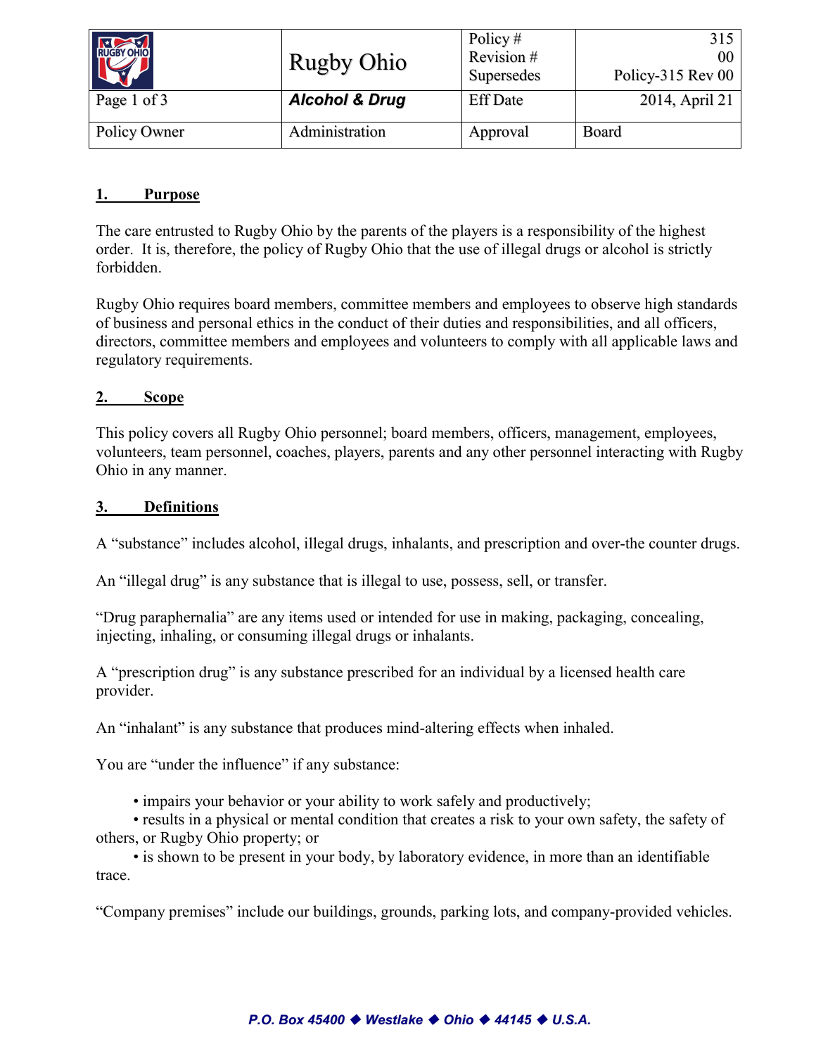| | Rugby Ohio | Policy #<br>Revision #<br>Supersedes | 315<br>00<br>Policy-315 Rev 00 |
|---|---|---|---|
| Page 1 of 3 | ***Alcohol & Drug*** | Eff Date | 2014, April 21 |
| Policy Owner | Administration | Approval | Board |

## 1. Purpose

The care entrusted to Rugby Ohio by the parents of the players is a responsibility of the highest order. It is, therefore, the policy of Rugby Ohio that the use of illegal drugs or alcohol is strictly forbidden.

Rugby Ohio requires board members, committee members and employees to observe high standards of business and personal ethics in the conduct of their duties and responsibilities, and all officers, directors, committee members and employees and volunteers to comply with all applicable laws and regulatory requirements.

## 2. Scope

This policy covers all Rugby Ohio personnel; board members, officers, management, employees, volunteers, team personnel, coaches, players, parents and any other personnel interacting with Rugby Ohio in any manner.

## 3. Definitions

A "substance" includes alcohol, illegal drugs, inhalants, and prescription and over-the counter drugs.

An "illegal drug" is any substance that is illegal to use, possess, sell, or transfer.

"Drug paraphernalia" are any items used or intended for use in making, packaging, concealing, injecting, inhaling, or consuming illegal drugs or inhalants.

A "prescription drug" is any substance prescribed for an individual by a licensed health care provider.

An "inhalant" is any substance that produces mind-altering effects when inhaled.

You are "under the influence" if any substance:

- impairs your behavior or your ability to work safely and productively;
- results in a physical or mental condition that creates a risk to your own safety, the safety of others, or Rugby Ohio property; or
- is shown to be present in your body, by laboratory evidence, in more than an identifiable trace.

"Company premises" include our buildings, grounds, parking lots, and company-provided vehicles.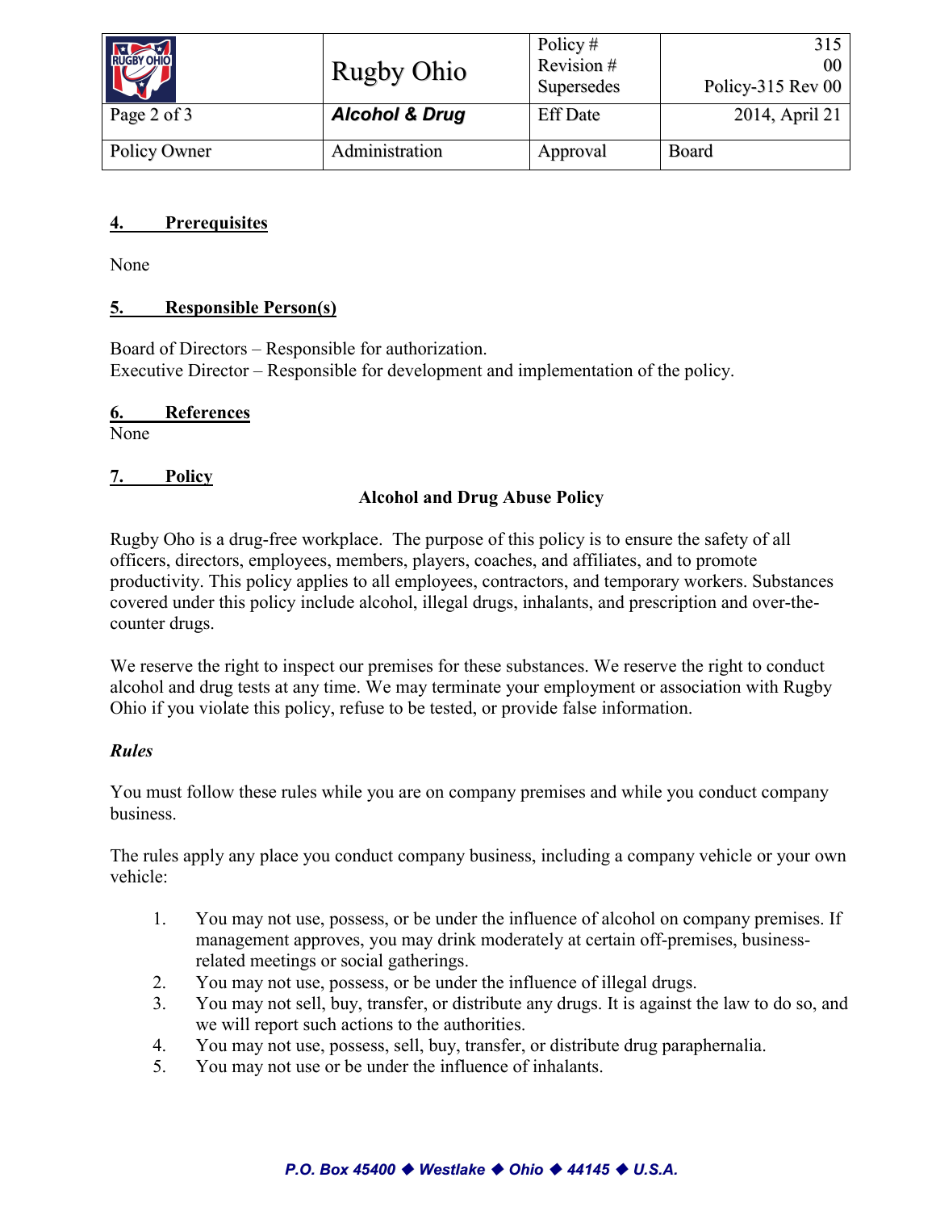## 4. Prerequisites

None

## 5. Responsible Person(s)

Board of Directors – Responsible for authorization.
Executive Director – Responsible for development and implementation of the policy.

## 6. References

None

## 7. Policy

**Alcohol and Drug Abuse Policy**

Rugby Oho is a drug-free workplace. The purpose of this policy is to ensure the safety of all officers, directors, employees, members, players, coaches, and affiliates, and to promote productivity. This policy applies to all employees, contractors, and temporary workers. Substances covered under this policy include alcohol, illegal drugs, inhalants, and prescription and over-the-counter drugs.

We reserve the right to inspect our premises for these substances. We reserve the right to conduct alcohol and drug tests at any time. We may terminate your employment or association with Rugby Ohio if you violate this policy, refuse to be tested, or provide false information.

***Rules***

You must follow these rules while you are on company premises and while you conduct company business.

The rules apply any place you conduct company business, including a company vehicle or your own vehicle:

1. You may not use, possess, or be under the influence of alcohol on company premises. If management approves, you may drink moderately at certain off-premises, business-related meetings or social gatherings.
2. You may not use, possess, or be under the influence of illegal drugs.
3. You may not sell, buy, transfer, or distribute any drugs. It is against the law to do so, and we will report such actions to the authorities.
4. You may not use, possess, sell, buy, transfer, or distribute drug paraphernalia.
5. You may not use or be under the influence of inhalants.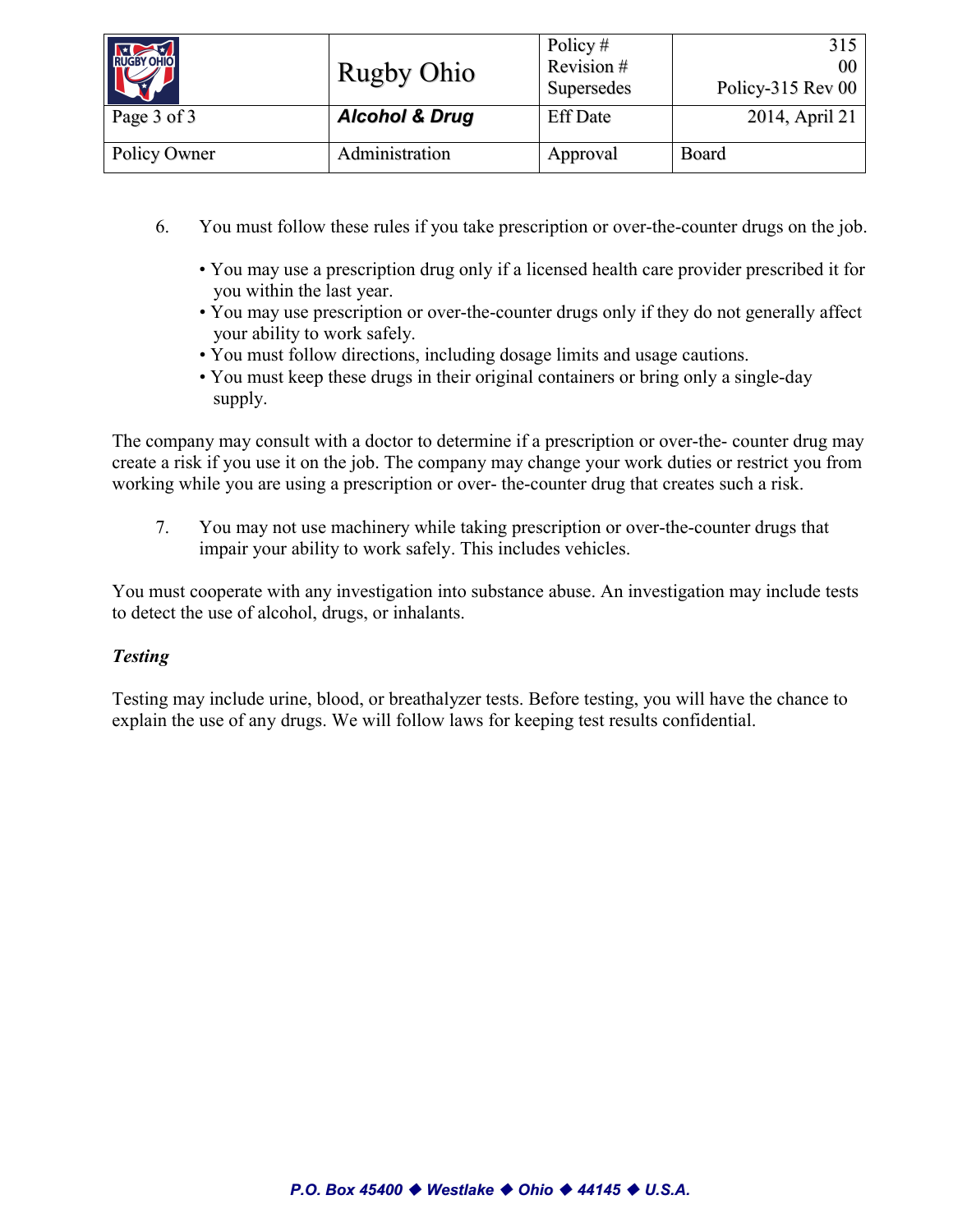6. You must follow these rules if you take prescription or over-the-counter drugs on the job.

   • You may use a prescription drug only if a licensed health care provider prescribed it for you within the last year.
   • You may use prescription or over-the-counter drugs only if they do not generally affect your ability to work safely.
   • You must follow directions, including dosage limits and usage cautions.
   • You must keep these drugs in their original containers or bring only a single-day supply.

The company may consult with a doctor to determine if a prescription or over-the- counter drug may create a risk if you use it on the job. The company may change your work duties or restrict you from working while you are using a prescription or over- the-counter drug that creates such a risk.

7. You may not use machinery while taking prescription or over-the-counter drugs that impair your ability to work safely. This includes vehicles.

You must cooperate with any investigation into substance abuse. An investigation may include tests to detect the use of alcohol, drugs, or inhalants.

### *Testing*

Testing may include urine, blood, or breathalyzer tests. Before testing, you will have the chance to explain the use of any drugs. We will follow laws for keeping test results confidential.